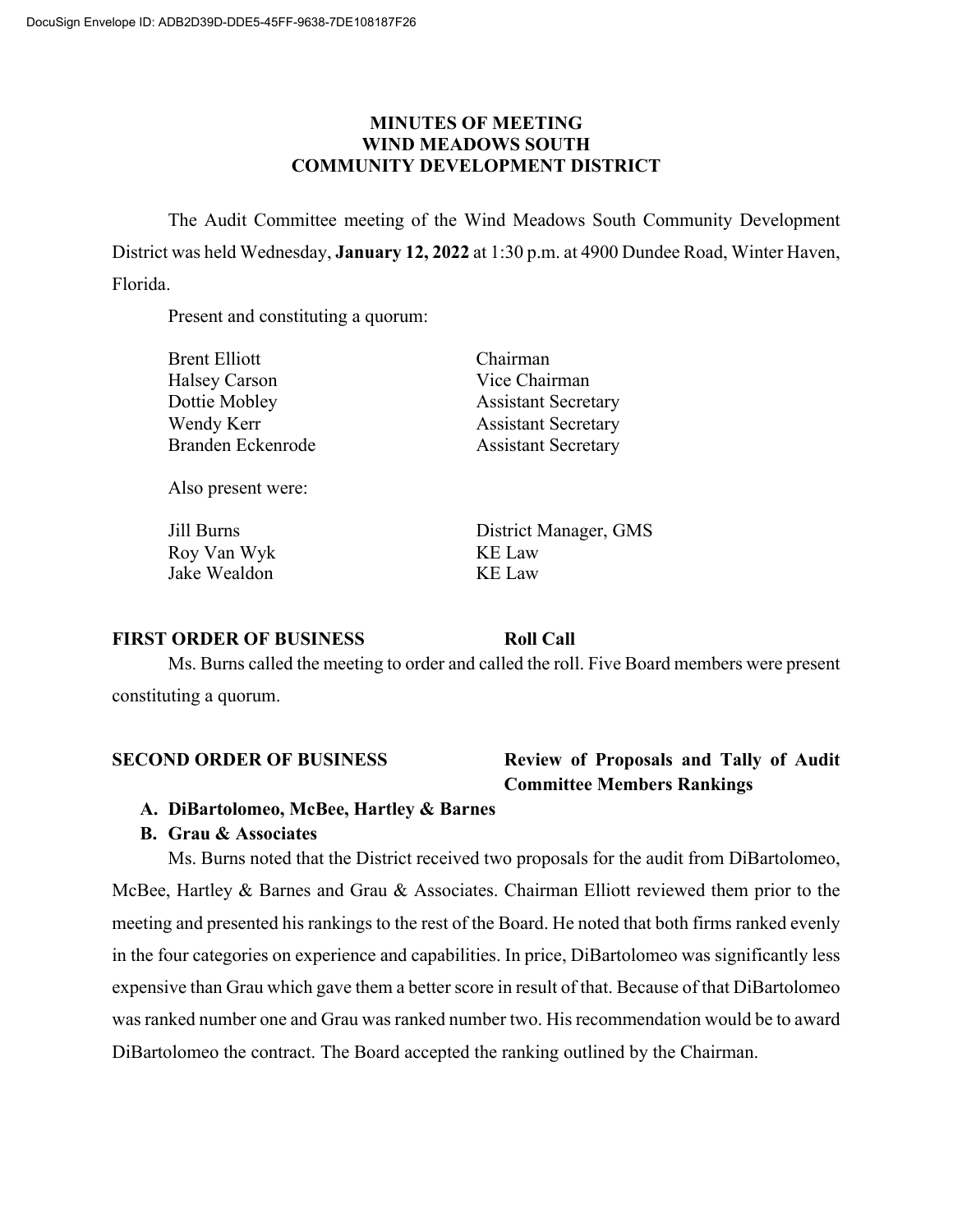# MINUTES OF MEETING
# WIND MEADOWS SOUTH
# COMMUNITY DEVELOPMENT DISTRICT

The Audit Committee meeting of the Wind Meadows South Community Development District was held Wednesday, **January 12, 2022** at 1:30 p.m. at 4900 Dundee Road, Winter Haven, Florida.

Present and constituting a quorum:

| | |
|---|---|
| Brent Elliott | Chairman |
| Halsey Carson | Vice Chairman |
| Dottie Mobley | Assistant Secretary |
| Wendy Kerr | Assistant Secretary |
| Branden Eckenrode | Assistant Secretary |

Also present were:

| | |
|---|---|
| Jill Burns | District Manager, GMS |
| Roy Van Wyk | KE Law |
| Jake Wealdon | KE Law |

**FIRST ORDER OF BUSINESS** **Roll Call**

Ms. Burns called the meeting to order and called the roll. Five Board members were present constituting a quorum.

**SECOND ORDER OF BUSINESS** **Review of Proposals and Tally of Audit Committee Members Rankings**

**A. DiBartolomeo, McBee, Hartley & Barnes**

**B. Grau & Associates**

Ms. Burns noted that the District received two proposals for the audit from DiBartolomeo, McBee, Hartley & Barnes and Grau & Associates. Chairman Elliott reviewed them prior to the meeting and presented his rankings to the rest of the Board. He noted that both firms ranked evenly in the four categories on experience and capabilities. In price, DiBartolomeo was significantly less expensive than Grau which gave them a better score in result of that. Because of that DiBartolomeo was ranked number one and Grau was ranked number two. His recommendation would be to award DiBartolomeo the contract. The Board accepted the ranking outlined by the Chairman.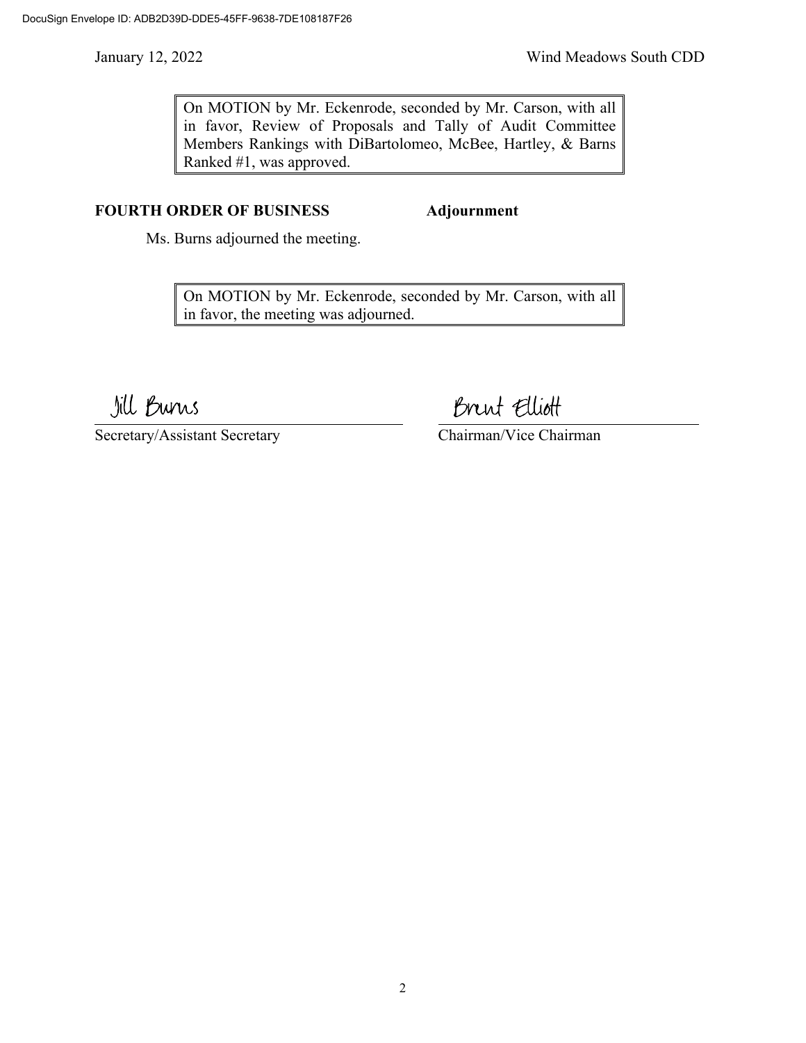On MOTION by Mr. Eckenrode, seconded by Mr. Carson, with all in favor, Review of Proposals and Tally of Audit Committee Members Rankings with DiBartolomeo, McBee, Hartley, & Barns Ranked #1, was approved.

**FOURTH ORDER OF BUSINESS** **Adjournment**

Ms. Burns adjourned the meeting.

On MOTION by Mr. Eckenrode, seconded by Mr. Carson, with all in favor, the meeting was adjourned.

Jill Burns
Secretary/Assistant Secretary

Brent Elliott
Chairman/Vice Chairman